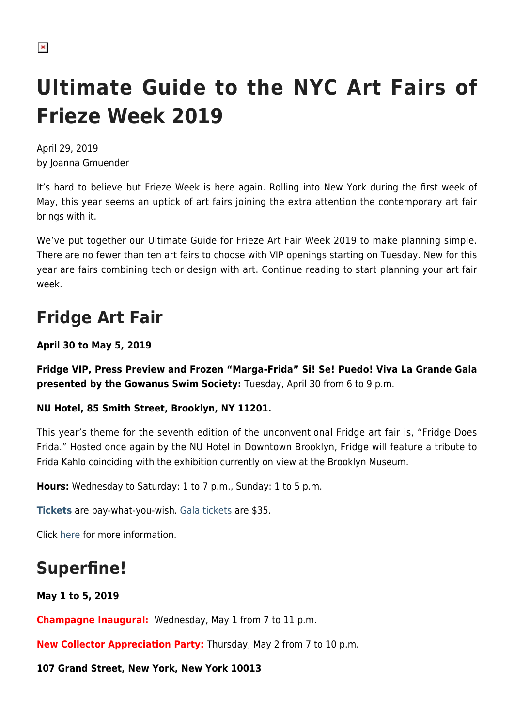# Ultimate Guide to the NYC Art Fairs of Frieze Week 2019

April 29, 2019
by Joanna Gmuender

It's hard to believe but Frieze Week is here again. Rolling into New York during the first week of May, this year seems an uptick of art fairs joining the extra attention the contemporary art fair brings with it.

We've put together our Ultimate Guide for Frieze Art Fair Week 2019 to make planning simple. There are no fewer than ten art fairs to choose with VIP openings starting on Tuesday. New for this year are fairs combining tech or design with art. Continue reading to start planning your art fair week.

## Fridge Art Fair

**April 30 to May 5, 2019**

**Fridge VIP, Press Preview and Frozen "Marga-Frida" Si! Se! Puedo! Viva La Grande Gala presented by the Gowanus Swim Society:** Tuesday, April 30 from 6 to 9 p.m.

**NU Hotel, 85 Smith Street, Brooklyn, NY 11201.**

This year's theme for the seventh edition of the unconventional Fridge art fair is, "Fridge Does Frida." Hosted once again by the NU Hotel in Downtown Brooklyn, Fridge will feature a tribute to Frida Kahlo coinciding with the exhibition currently on view at the Brooklyn Museum.

**Hours:** Wednesday to Saturday: 1 to 7 p.m., Sunday: 1 to 5 p.m.

**Tickets** are pay-what-you-wish. Gala tickets are $35.

Click here for more information.

## Superfine!

**May 1 to 5, 2019**

**Champagne Inaugural:** Wednesday, May 1 from 7 to 11 p.m.

**New Collector Appreciation Party:** Thursday, May 2 from 7 to 10 p.m.

**107 Grand Street, New York, New York 10013**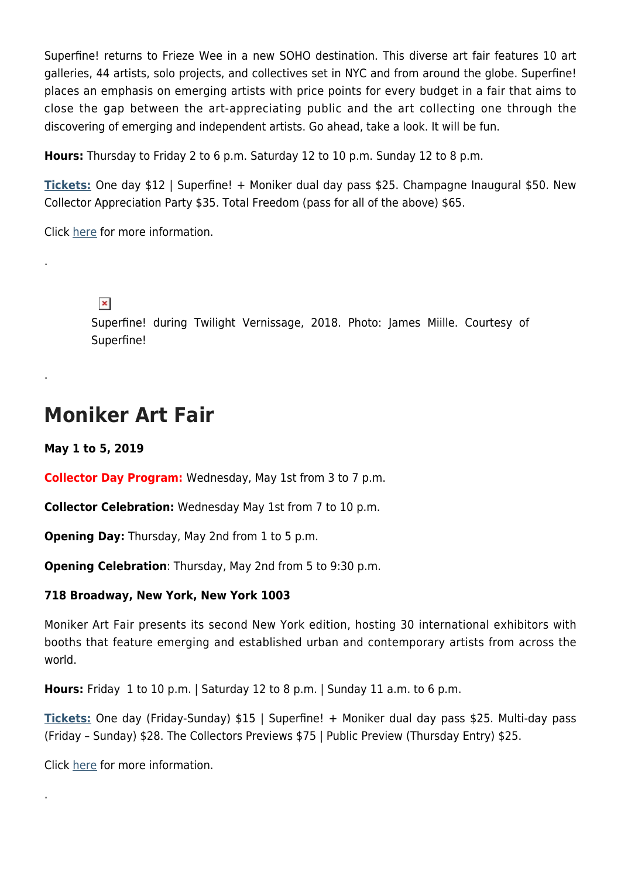Superfine! returns to Frieze Wee in a new SOHO destination. This diverse art fair features 10 art galleries, 44 artists, solo projects, and collectives set in NYC and from around the globe. Superfine! places an emphasis on emerging artists with price points for every budget in a fair that aims to close the gap between the art-appreciating public and the art collecting one through the discovering of emerging and independent artists. Go ahead, take a look. It will be fun.

**Hours:** Thursday to Friday 2 to 6 p.m. Saturday 12 to 10 p.m. Sunday 12 to 8 p.m.

**Tickets:** One day $12 | Superfine! + Moniker dual day pass $25. Champagne Inaugural $50. New Collector Appreciation Party $35. Total Freedom (pass for all of the above) $65.

Click here for more information.

.

Superfine! during Twilight Vernissage, 2018. Photo: James Miille. Courtesy of Superfine!

.

## Moniker Art Fair

**May 1 to 5, 2019**

**Collector Day Program:** Wednesday, May 1st from 3 to 7 p.m.

**Collector Celebration:** Wednesday May 1st from 7 to 10 p.m.

**Opening Day:** Thursday, May 2nd from 1 to 5 p.m.

**Opening Celebration**: Thursday, May 2nd from 5 to 9:30 p.m.

**718 Broadway, New York, New York 1003**

Moniker Art Fair presents its second New York edition, hosting 30 international exhibitors with booths that feature emerging and established urban and contemporary artists from across the world.

**Hours:** Friday 1 to 10 p.m. | Saturday 12 to 8 p.m. | Sunday 11 a.m. to 6 p.m.

**Tickets:** One day (Friday-Sunday) $15 | Superfine! + Moniker dual day pass $25. Multi-day pass (Friday – Sunday) $28. The Collectors Previews $75 | Public Preview (Thursday Entry) $25.

Click here for more information.

.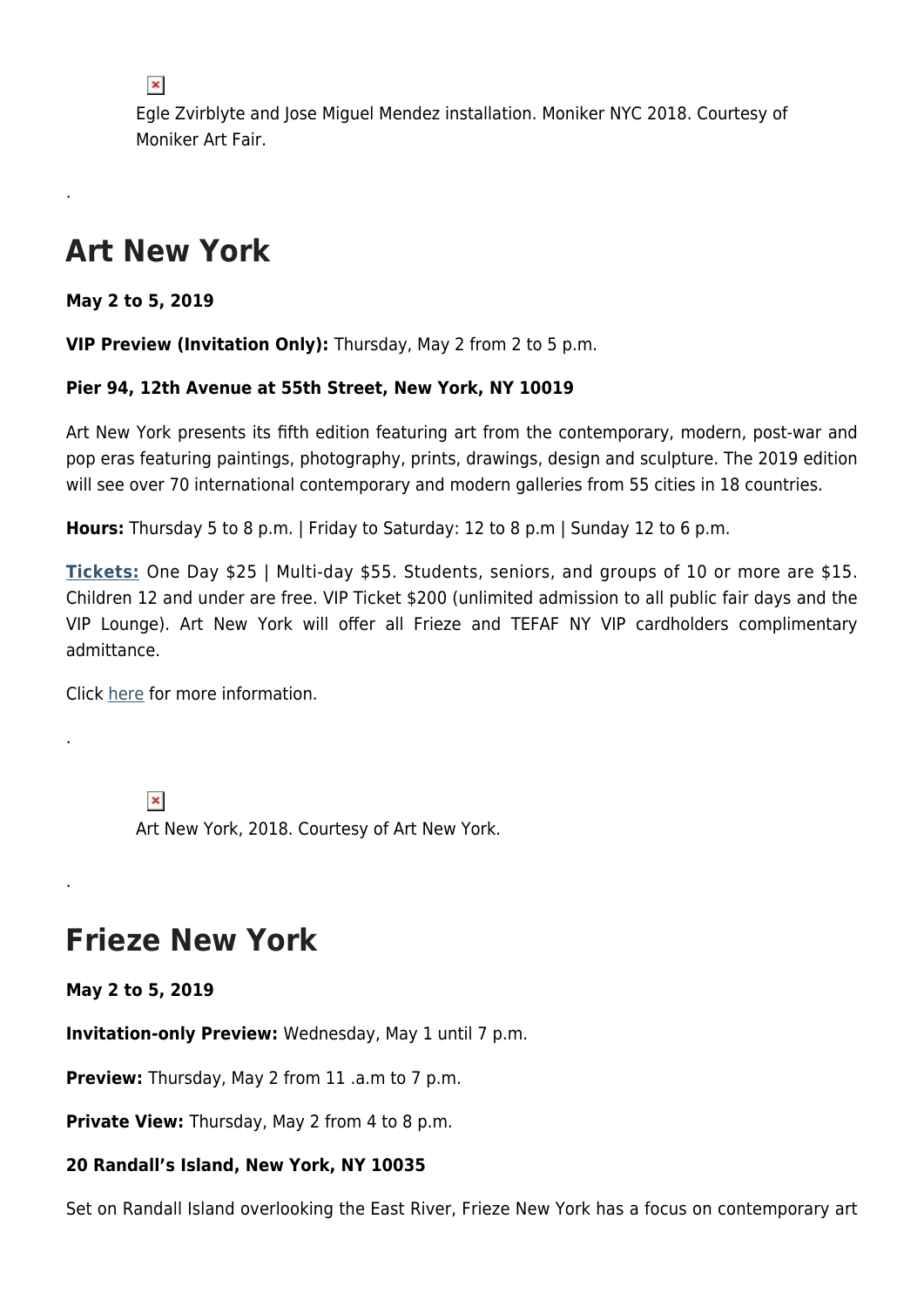Egle Zvirblyte and Jose Miguel Mendez installation. Moniker NYC 2018. Courtesy of Moniker Art Fair.

.

## Art New York

**May 2 to 5, 2019**

**VIP Preview (Invitation Only):** Thursday, May 2 from 2 to 5 p.m.

**Pier 94, 12th Avenue at 55th Street, New York, NY 10019**

Art New York presents its fifth edition featuring art from the contemporary, modern, post-war and pop eras featuring paintings, photography, prints, drawings, design and sculpture. The 2019 edition will see over 70 international contemporary and modern galleries from 55 cities in 18 countries.

**Hours:** Thursday 5 to 8 p.m. | Friday to Saturday: 12 to 8 p.m | Sunday 12 to 6 p.m.

**Tickets:** One Day $25 | Multi-day $55. Students, seniors, and groups of 10 or more are $15. Children 12 and under are free. VIP Ticket $200 (unlimited admission to all public fair days and the VIP Lounge). Art New York will offer all Frieze and TEFAF NY VIP cardholders complimentary admittance.

Click here for more information.

.

Art New York, 2018. Courtesy of Art New York.

.

## Frieze New York

**May 2 to 5, 2019**

**Invitation-only Preview:** Wednesday, May 1 until 7 p.m.

**Preview:** Thursday, May 2 from 11 .a.m to 7 p.m.

**Private View:** Thursday, May 2 from 4 to 8 p.m.

**20 Randall's Island, New York, NY 10035**

Set on Randall Island overlooking the East River, Frieze New York has a focus on contemporary art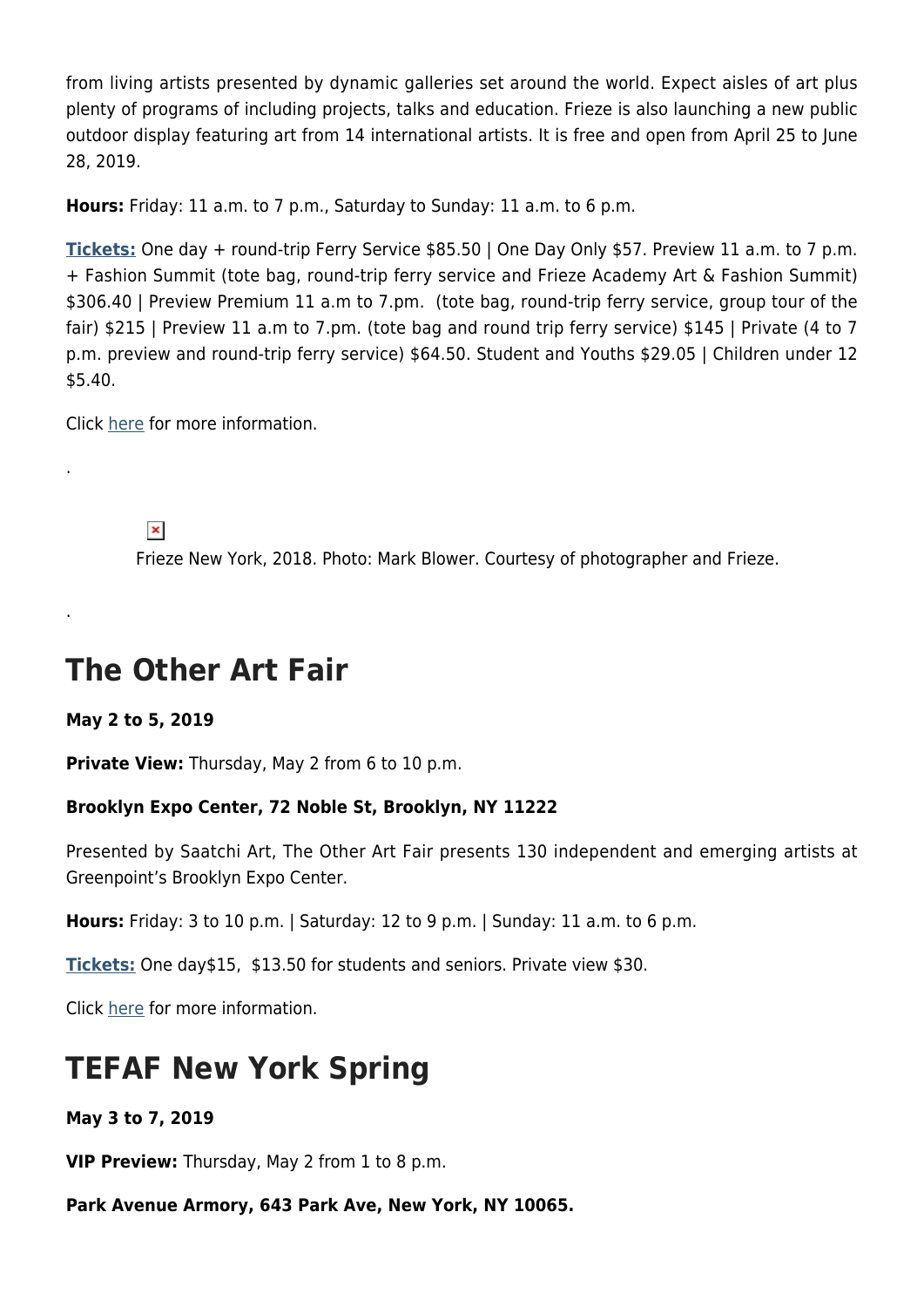from living artists presented by dynamic galleries set around the world. Expect aisles of art plus plenty of programs of including projects, talks and education. Frieze is also launching a new public outdoor display featuring art from 14 international artists. It is free and open from April 25 to June 28, 2019.

**Hours:** Friday: 11 a.m. to 7 p.m., Saturday to Sunday: 11 a.m. to 6 p.m.

**Tickets:** One day + round-trip Ferry Service $85.50 | One Day Only $57. Preview 11 a.m. to 7 p.m. + Fashion Summit (tote bag, round-trip ferry service and Frieze Academy Art & Fashion Summit) $306.40 | Preview Premium 11 a.m to 7.pm. (tote bag, round-trip ferry service, group tour of the fair) $215 | Preview 11 a.m to 7.pm. (tote bag and round trip ferry service) $145 | Private (4 to 7 p.m. preview and round-trip ferry service) $64.50. Student and Youths $29.05 | Children under 12 $5.40.

Click here for more information.

.

Frieze New York, 2018. Photo: Mark Blower. Courtesy of photographer and Frieze.

.

## The Other Art Fair

**May 2 to 5, 2019**

**Private View:** Thursday, May 2 from 6 to 10 p.m.

**Brooklyn Expo Center, 72 Noble St, Brooklyn, NY 11222**

Presented by Saatchi Art, The Other Art Fair presents 130 independent and emerging artists at Greenpoint's Brooklyn Expo Center.

**Hours:** Friday: 3 to 10 p.m. | Saturday: 12 to 9 p.m. | Sunday: 11 a.m. to 6 p.m.

**Tickets:** One day$15, $13.50 for students and seniors. Private view $30.

Click here for more information.

## TEFAF New York Spring

**May 3 to 7, 2019**

**VIP Preview:** Thursday, May 2 from 1 to 8 p.m.

**Park Avenue Armory, 643 Park Ave, New York, NY 10065.**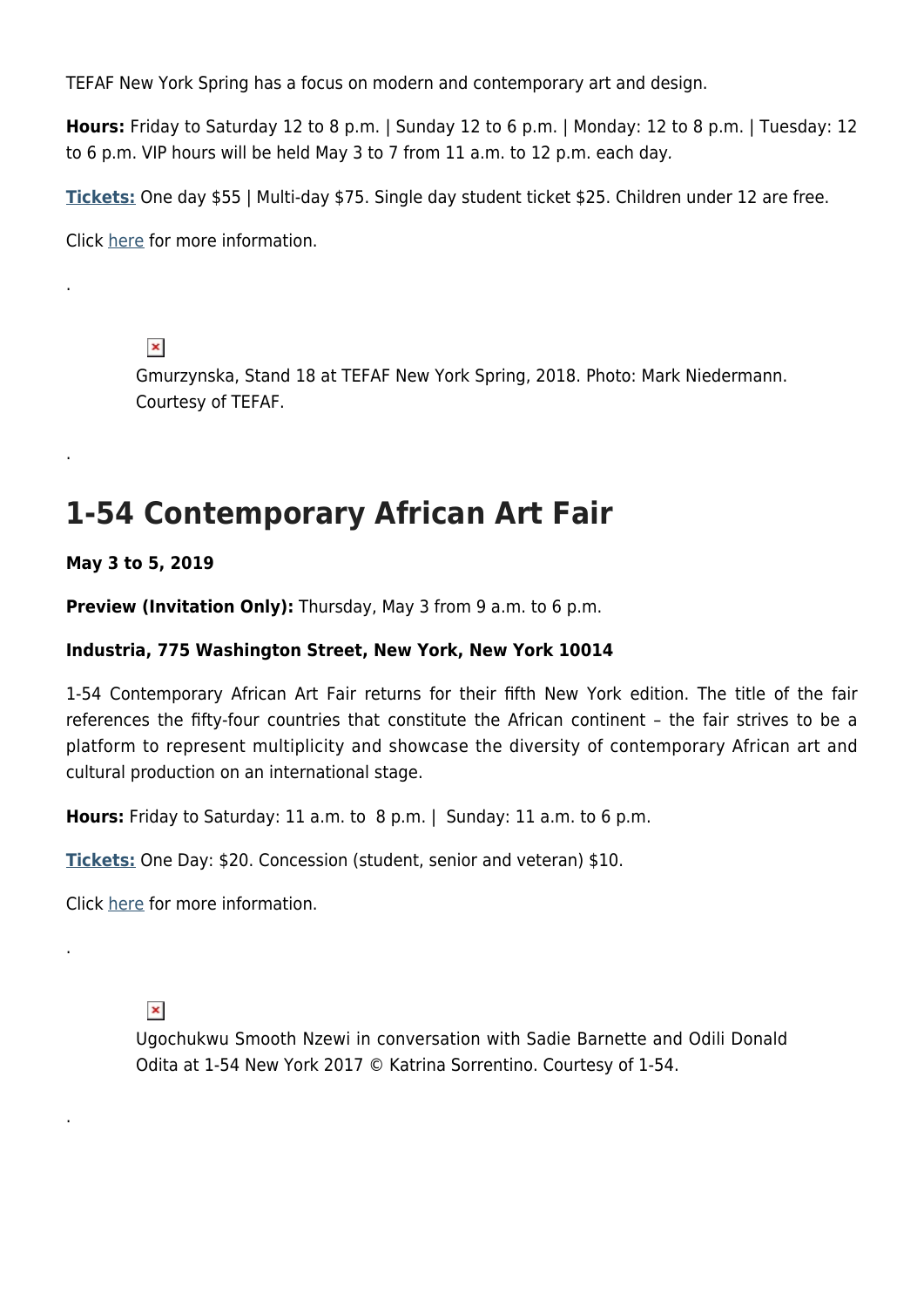TEFAF New York Spring has a focus on modern and contemporary art and design.

**Hours:** Friday to Saturday 12 to 8 p.m. | Sunday 12 to 6 p.m. | Monday: 12 to 8 p.m. | Tuesday: 12 to 6 p.m. VIP hours will be held May 3 to 7 from 11 a.m. to 12 p.m. each day.

**Tickets:** One day $55 | Multi-day $75. Single day student ticket $25. Children under 12 are free.

Click here for more information.

.

Gmurzynska, Stand 18 at TEFAF New York Spring, 2018. Photo: Mark Niedermann. Courtesy of TEFAF.

.

## 1-54 Contemporary African Art Fair

**May 3 to 5, 2019**

**Preview (Invitation Only):** Thursday, May 3 from 9 a.m. to 6 p.m.

**Industria, 775 Washington Street, New York, New York 10014**

1-54 Contemporary African Art Fair returns for their fifth New York edition. The title of the fair references the fifty-four countries that constitute the African continent – the fair strives to be a platform to represent multiplicity and showcase the diversity of contemporary African art and cultural production on an international stage.

**Hours:** Friday to Saturday: 11 a.m. to 8 p.m. | Sunday: 11 a.m. to 6 p.m.

**Tickets:** One Day: $20. Concession (student, senior and veteran) $10.

Click here for more information.

.

Ugochukwu Smooth Nzewi in conversation with Sadie Barnette and Odili Donald Odita at 1-54 New York 2017 © Katrina Sorrentino. Courtesy of 1-54.

.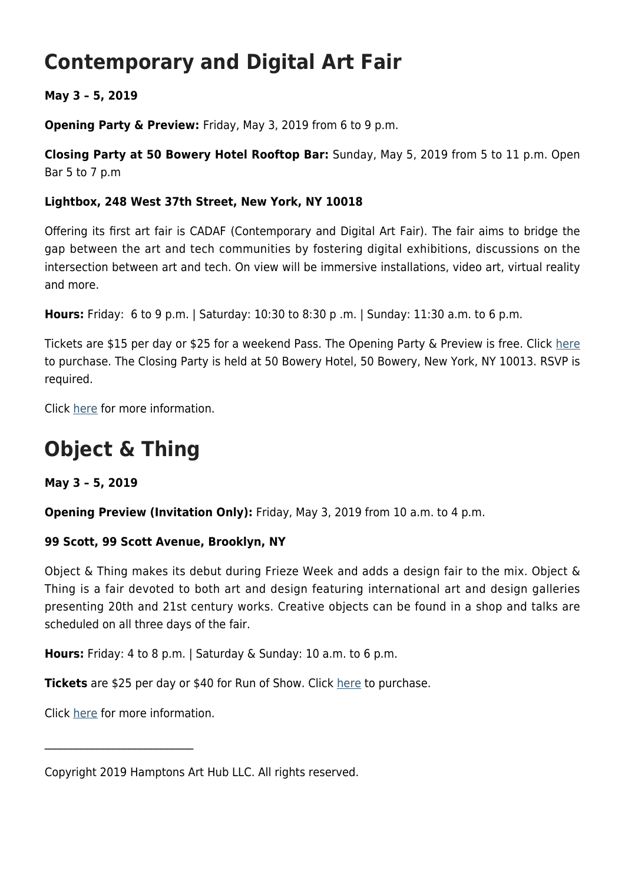# Contemporary and Digital Art Fair

**May 3 – 5, 2019**

**Opening Party & Preview:** Friday, May 3, 2019 from 6 to 9 p.m.

**Closing Party at 50 Bowery Hotel Rooftop Bar:** Sunday, May 5, 2019 from 5 to 11 p.m. Open Bar 5 to 7 p.m

**Lightbox, 248 West 37th Street, New York, NY 10018**

Offering its first art fair is CADAF (Contemporary and Digital Art Fair). The fair aims to bridge the gap between the art and tech communities by fostering digital exhibitions, discussions on the intersection between art and tech. On view will be immersive installations, video art, virtual reality and more.

**Hours:** Friday: 6 to 9 p.m. | Saturday: 10:30 to 8:30 p .m. | Sunday: 11:30 a.m. to 6 p.m.

Tickets are $15 per day or $25 for a weekend Pass. The Opening Party & Preview is free. Click here to purchase. The Closing Party is held at 50 Bowery Hotel, 50 Bowery, New York, NY 10013. RSVP is required.

Click here for more information.

# Object & Thing

**May 3 – 5, 2019**

**Opening Preview (Invitation Only):** Friday, May 3, 2019 from 10 a.m. to 4 p.m.

**99 Scott, 99 Scott Avenue, Brooklyn, NY**

Object & Thing makes its debut during Frieze Week and adds a design fair to the mix. Object & Thing is a fair devoted to both art and design featuring international art and design galleries presenting 20th and 21st century works. Creative objects can be found in a shop and talks are scheduled on all three days of the fair.

**Hours:** Friday: 4 to 8 p.m. | Saturday & Sunday: 10 a.m. to 6 p.m.

**Tickets** are $25 per day or $40 for Run of Show. Click here to purchase.

Click here for more information.

---

Copyright 2019 Hamptons Art Hub LLC. All rights reserved.